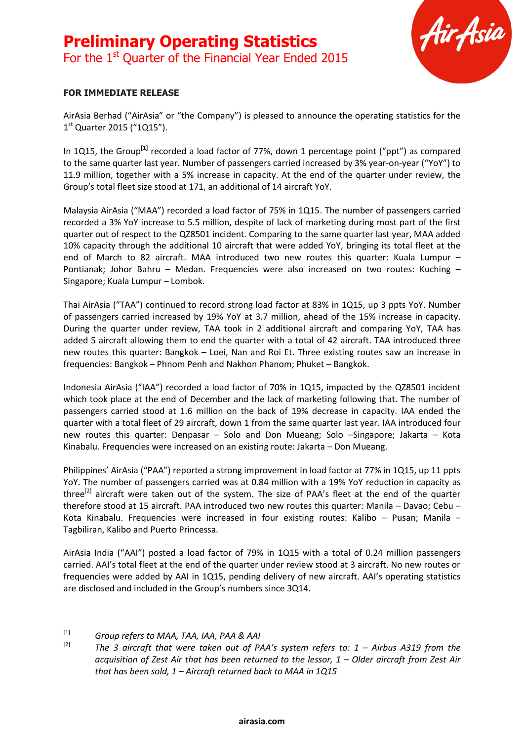# Preliminary Operating Statistics

## For the 1st Quarter of the Financial Year Ended 2015

**FOR IMMEDIATE RELEASE**

AirAsia Berhad ("AirAsia" or "the Company") is pleased to announce the operating statistics for the 1st Quarter 2015 ("1Q15").

In 1Q15, the Group[1] recorded a load factor of 77%, down 1 percentage point ("ppt") as compared to the same quarter last year. Number of passengers carried increased by 3% year-on-year ("YoY") to 11.9 million, together with a 5% increase in capacity. At the end of the quarter under review, the Group's total fleet size stood at 171, an additional of 14 aircraft YoY.

Malaysia AirAsia ("MAA") recorded a load factor of 75% in 1Q15. The number of passengers carried recorded a 3% YoY increase to 5.5 million, despite of lack of marketing during most part of the first quarter out of respect to the QZ8501 incident. Comparing to the same quarter last year, MAA added 10% capacity through the additional 10 aircraft that were added YoY, bringing its total fleet at the end of March to 82 aircraft. MAA introduced two new routes this quarter: Kuala Lumpur – Pontianak; Johor Bahru – Medan. Frequencies were also increased on two routes: Kuching – Singapore; Kuala Lumpur – Lombok.

Thai AirAsia ("TAA") continued to record strong load factor at 83% in 1Q15, up 3 ppts YoY. Number of passengers carried increased by 19% YoY at 3.7 million, ahead of the 15% increase in capacity. During the quarter under review, TAA took in 2 additional aircraft and comparing YoY, TAA has added 5 aircraft allowing them to end the quarter with a total of 42 aircraft. TAA introduced three new routes this quarter: Bangkok – Loei, Nan and Roi Et. Three existing routes saw an increase in frequencies: Bangkok – Phnom Penh and Nakhon Phanom; Phuket – Bangkok.

Indonesia AirAsia ("IAA") recorded a load factor of 70% in 1Q15, impacted by the QZ8501 incident which took place at the end of December and the lack of marketing following that. The number of passengers carried stood at 1.6 million on the back of 19% decrease in capacity. IAA ended the quarter with a total fleet of 29 aircraft, down 1 from the same quarter last year. IAA introduced four new routes this quarter: Denpasar – Solo and Don Mueang; Solo –Singapore; Jakarta – Kota Kinabalu. Frequencies were increased on an existing route: Jakarta – Don Mueang.

Philippines' AirAsia ("PAA") reported a strong improvement in load factor at 77% in 1Q15, up 11 ppts YoY. The number of passengers carried was at 0.84 million with a 19% YoY reduction in capacity as three[2] aircraft were taken out of the system. The size of PAA's fleet at the end of the quarter therefore stood at 15 aircraft. PAA introduced two new routes this quarter: Manila – Davao; Cebu – Kota Kinabalu. Frequencies were increased in four existing routes: Kalibo – Pusan; Manila – Tagbiliran, Kalibo and Puerto Princessa.

AirAsia India ("AAI") posted a load factor of 79% in 1Q15 with a total of 0.24 million passengers carried. AAI's total fleet at the end of the quarter under review stood at 3 aircraft. No new routes or frequencies were added by AAI in 1Q15, pending delivery of new aircraft. AAI's operating statistics are disclosed and included in the Group's numbers since 3Q14.

[1] *Group refers to MAA, TAA, IAA, PAA & AAI*

[2] *The 3 aircraft that were taken out of PAA's system refers to: 1 – Airbus A319 from the acquisition of Zest Air that has been returned to the lessor, 1 – Older aircraft from Zest Air that has been sold, 1 – Aircraft returned back to MAA in 1Q15*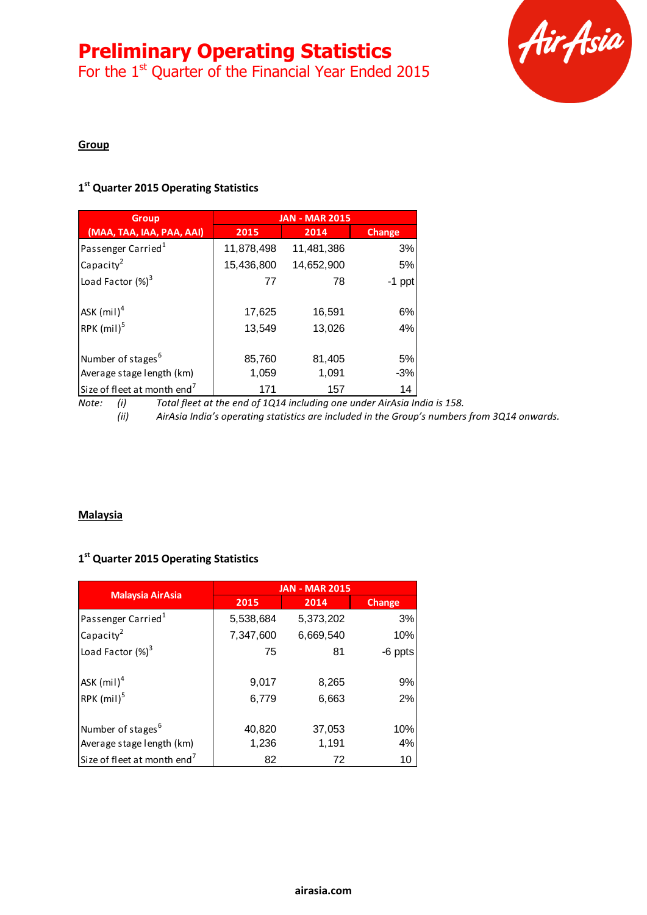# Preliminary Operating Statistics
For the 1st Quarter of the Financial Year Ended 2015

## Group

### 1st Quarter 2015 Operating Statistics

| Group (MAA, TAA, IAA, PAA, AAI) | JAN - MAR 2015 | | |
|---|---|---|---|
| | 2015 | 2014 | Change |
| Passenger Carried[1] | 11,878,498 | 11,481,386 | 3% |
| Capacity[2] | 15,436,800 | 14,652,900 | 5% |
| Load Factor (%)[3] | 77 | 78 | -1 ppt |
| ASK (mil)[4] | 17,625 | 16,591 | 6% |
| RPK (mil)[5] | 13,549 | 13,026 | 4% |
| Number of stages[6] | 85,760 | 81,405 | 5% |
| Average stage length (km) | 1,059 | 1,091 | -3% |
| Size of fleet at month end[7] | 171 | 157 | 14 |

Note: (i) *Total fleet at the end of 1Q14 including one under AirAsia India is 158.*

(ii) *AirAsia India's operating statistics are included in the Group's numbers from 3Q14 onwards.*

## Malaysia

### 1st Quarter 2015 Operating Statistics

| Malaysia AirAsia | JAN - MAR 2015 | | |
|---|---|---|---|
| | 2015 | 2014 | Change |
| Passenger Carried[1] | 5,538,684 | 5,373,202 | 3% |
| Capacity[2] | 7,347,600 | 6,669,540 | 10% |
| Load Factor (%)[3] | 75 | 81 | -6 ppts |
| ASK (mil)[4] | 9,017 | 8,265 | 9% |
| RPK (mil)[5] | 6,779 | 6,663 | 2% |
| Number of stages[6] | 40,820 | 37,053 | 10% |
| Average stage length (km) | 1,236 | 1,191 | 4% |
| Size of fleet at month end[7] | 82 | 72 | 10 |

airasia.com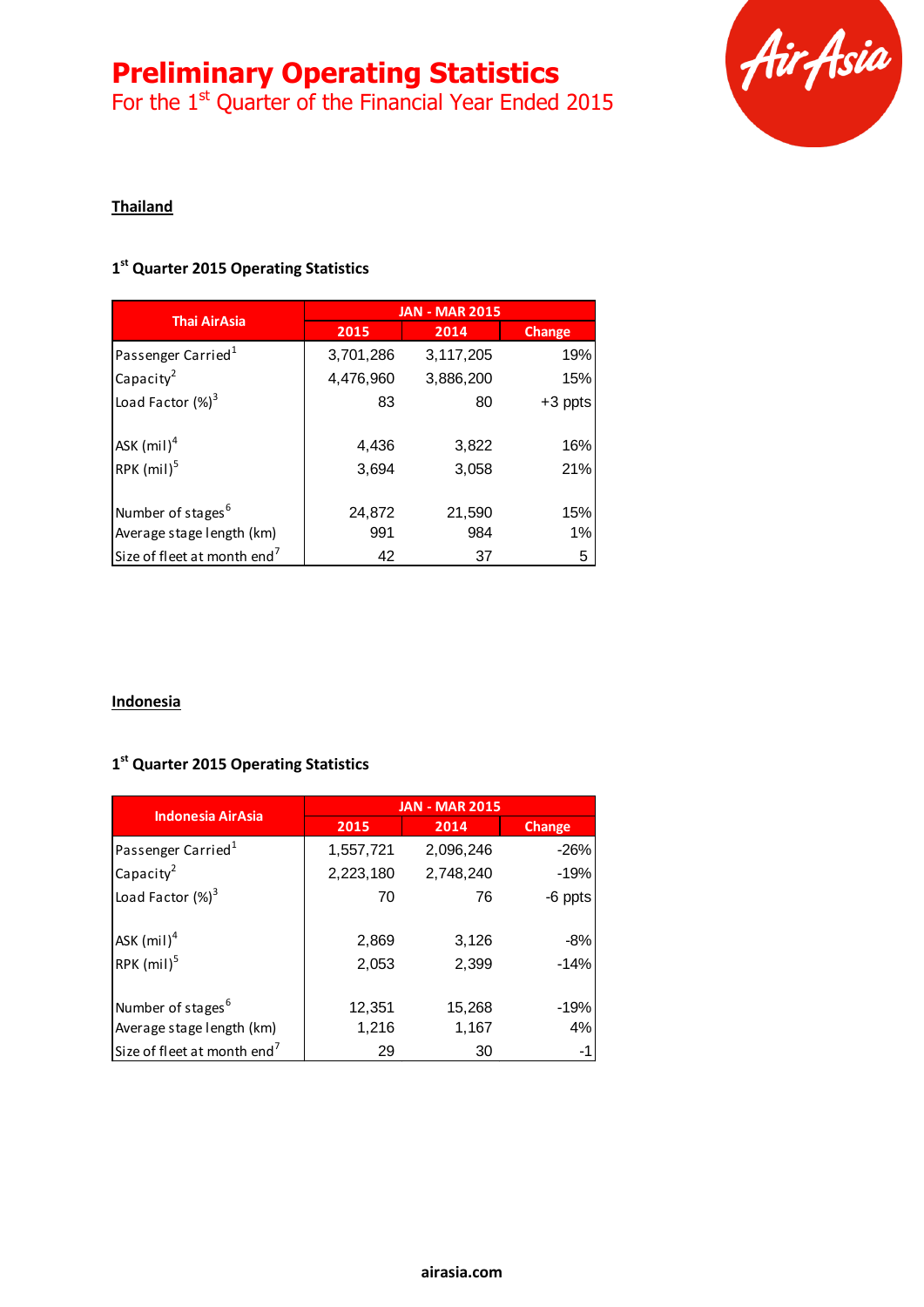# Preliminary Operating Statistics

For the 1st Quarter of the Financial Year Ended 2015

## Thailand

### 1st Quarter 2015 Operating Statistics

| Thai AirAsia | JAN - MAR 2015 | | |
|---|---|---|---|
| | 2015 | 2014 | Change |
| Passenger Carried[1] | 3,701,286 | 3,117,205 | 19% |
| Capacity[2] | 4,476,960 | 3,886,200 | 15% |
| Load Factor (%)[3] | 83 | 80 | +3 ppts |
| ASK (mil)[4] | 4,436 | 3,822 | 16% |
| RPK (mil)[5] | 3,694 | 3,058 | 21% |
| Number of stages[6] | 24,872 | 21,590 | 15% |
| Average stage length (km) | 991 | 984 | 1% |
| Size of fleet at month end[7] | 42 | 37 | 5 |

## Indonesia

### 1st Quarter 2015 Operating Statistics

| Indonesia AirAsia | JAN - MAR 2015 | | |
|---|---|---|---|
| | 2015 | 2014 | Change |
| Passenger Carried[1] | 1,557,721 | 2,096,246 | -26% |
| Capacity[2] | 2,223,180 | 2,748,240 | -19% |
| Load Factor (%)[3] | 70 | 76 | -6 ppts |
| ASK (mil)[4] | 2,869 | 3,126 | -8% |
| RPK (mil)[5] | 2,053 | 2,399 | -14% |
| Number of stages[6] | 12,351 | 15,268 | -19% |
| Average stage length (km) | 1,216 | 1,167 | 4% |
| Size of fleet at month end[7] | 29 | 30 | -1 |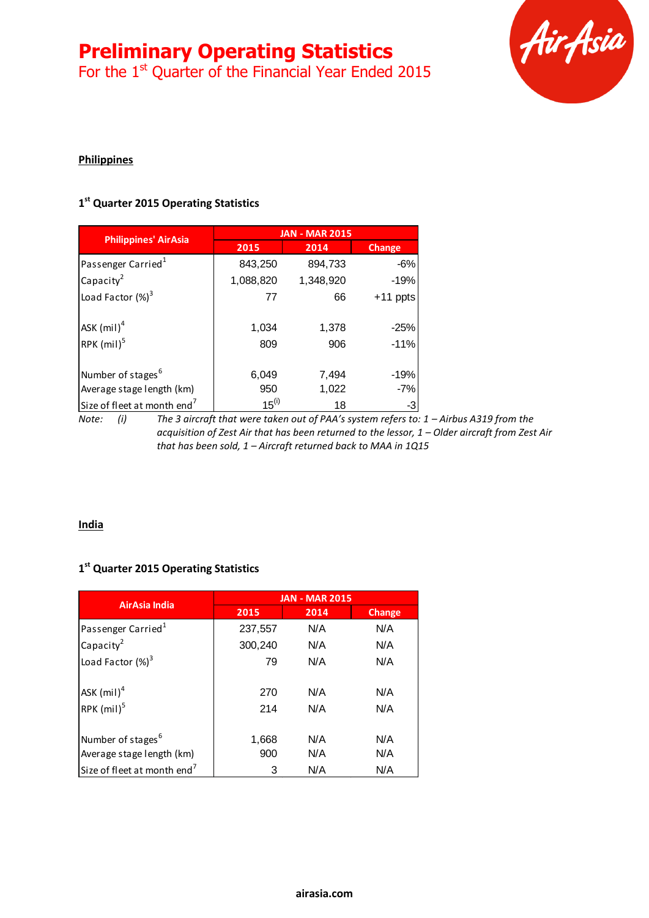# Preliminary Operating Statistics

For the 1st Quarter of the Financial Year Ended 2015

## Philippines

### 1st Quarter 2015 Operating Statistics

| Philippines' AirAsia | JAN - MAR 2015 | | |
|---|---|---|---|
| | 2015 | 2014 | Change |
| Passenger Carried[1] | 843,250 | 894,733 | -6% |
| Capacity[2] | 1,088,820 | 1,348,920 | -19% |
| Load Factor (%)[3] | 77 | 66 | +11 ppts |
| ASK (mil)[4] | 1,034 | 1,378 | -25% |
| RPK (mil)[5] | 809 | 906 | -11% |
| Number of stages[6] | 6,049 | 7,494 | -19% |
| Average stage length (km) | 950 | 1,022 | -7% |
| Size of fleet at month end[7] | 15[(i)] | 18 | -3 |

*Note: (i) The 3 aircraft that were taken out of PAA's system refers to: 1 – Airbus A319 from the acquisition of Zest Air that has been returned to the lessor, 1 – Older aircraft from Zest Air that has been sold, 1 – Aircraft returned back to MAA in 1Q15*

## India

### 1st Quarter 2015 Operating Statistics

| AirAsia India | JAN - MAR 2015 | | |
|---|---|---|---|
| | 2015 | 2014 | Change |
| Passenger Carried[1] | 237,557 | N/A | N/A |
| Capacity[2] | 300,240 | N/A | N/A |
| Load Factor (%)[3] | 79 | N/A | N/A |
| ASK (mil)[4] | 270 | N/A | N/A |
| RPK (mil)[5] | 214 | N/A | N/A |
| Number of stages[6] | 1,668 | N/A | N/A |
| Average stage length (km) | 900 | N/A | N/A |
| Size of fleet at month end[7] | 3 | N/A | N/A |

airasia.com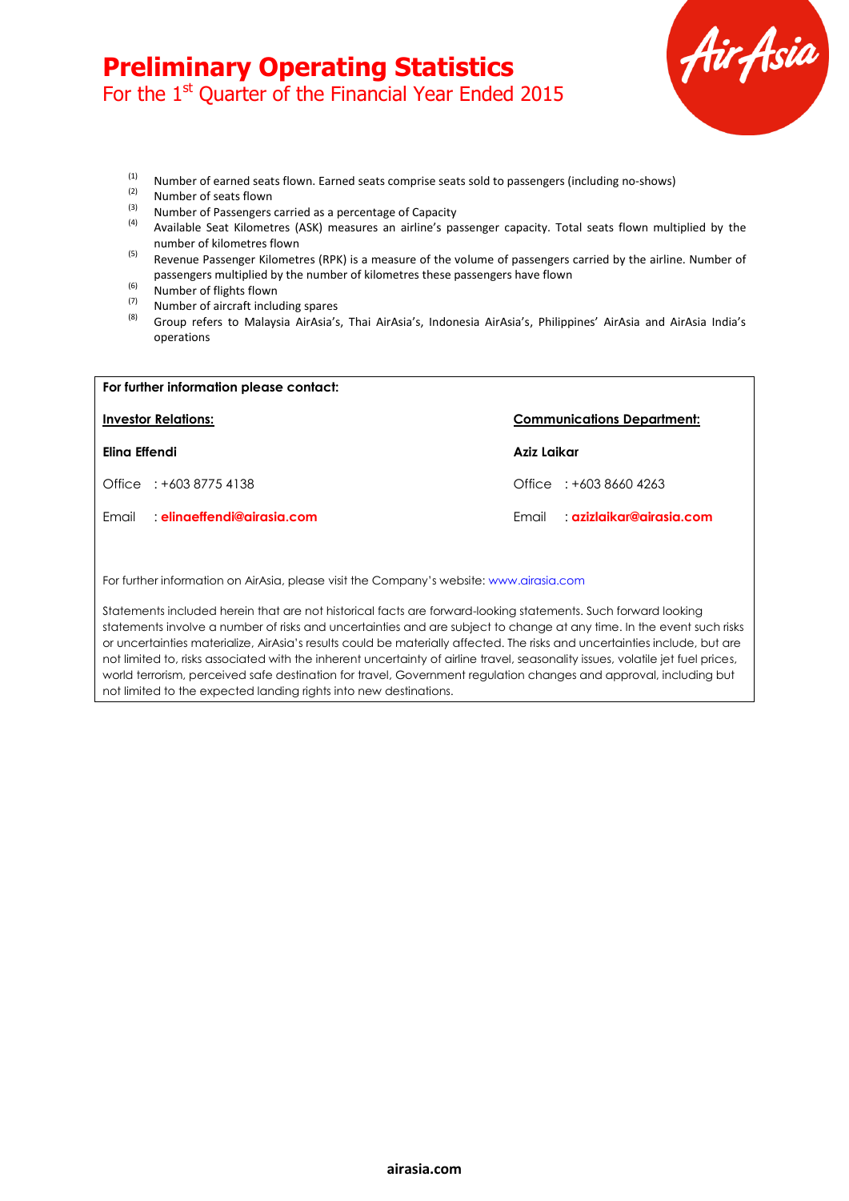# Preliminary Operating Statistics

For the 1st Quarter of the Financial Year Ended 2015

(1) Number of earned seats flown. Earned seats comprise seats sold to passengers (including no-shows)
(2) Number of seats flown
(3) Number of Passengers carried as a percentage of Capacity
(4) Available Seat Kilometres (ASK) measures an airline's passenger capacity. Total seats flown multiplied by the number of kilometres flown
(5) Revenue Passenger Kilometres (RPK) is a measure of the volume of passengers carried by the airline. Number of passengers multiplied by the number of kilometres these passengers have flown
(6) Number of flights flown
(7) Number of aircraft including spares
(8) Group refers to Malaysia AirAsia's, Thai AirAsia's, Indonesia AirAsia's, Philippines' AirAsia and AirAsia India's operations

**For further information please contact:**

**Investor Relations:**

**Elina Effendi**

Office : +603 8775 4138

Email : **elinaeffendi@airasia.com**

**Communications Department:**

**Aziz Laikar**

Office : +603 8660 4263

Email : **azizlaikar@airasia.com**

For further information on AirAsia, please visit the Company's website: www.airasia.com

Statements included herein that are not historical facts are forward-looking statements. Such forward looking statements involve a number of risks and uncertainties and are subject to change at any time. In the event such risks or uncertainties materialize, AirAsia's results could be materially affected. The risks and uncertainties include, but are not limited to, risks associated with the inherent uncertainty of airline travel, seasonality issues, volatile jet fuel prices, world terrorism, perceived safe destination for travel, Government regulation changes and approval, including but not limited to the expected landing rights into new destinations.